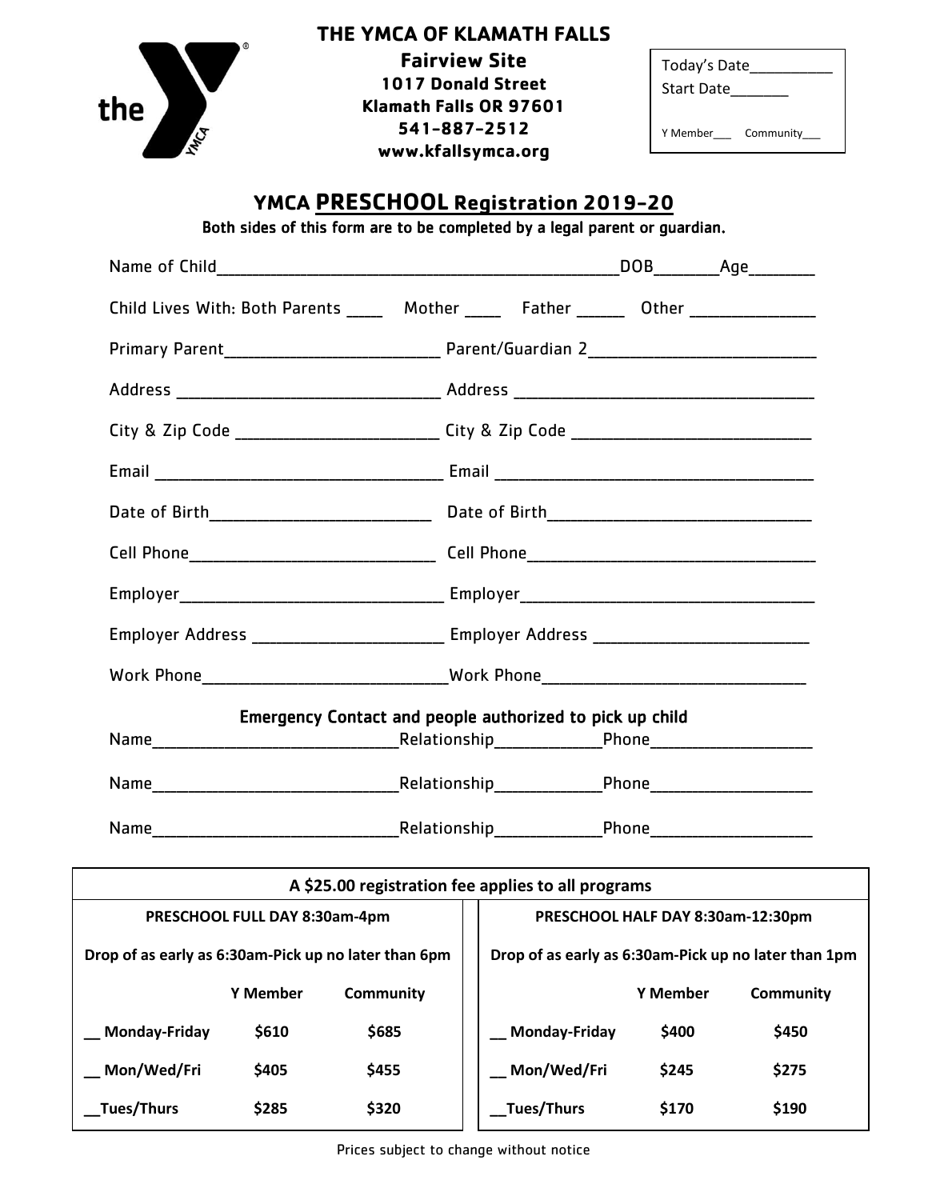# THE YMCA OF KLAMATH FALLS

**Fairview Site**
**1017 Donald Street**
**Klamath Falls OR 97601**
**541-887-2512**
**www.kfallsymca.org**

Today's Date__________
Start Date_______

Y Member___ Community___

## YMCA PRESCHOOL Registration 2019-20

Both sides of this form are to be completed by a legal parent or guardian.

Name of Child_______________________________________________DOB_______Age_______

Child Lives With: Both Parents ____ Mother ____ Father _____ Other ______________

Primary Parent________________________ Parent/Guardian 2__________________________

Address _____________________________ Address __________________________________

City & Zip Code ______________________ City & Zip Code ___________________________

Email _______________________________ Email ____________________________________

Date of Birth_________________________ Date of Birth______________________________

Cell Phone___________________________ Cell Phone________________________________

Employer____________________________ Employer__________________________________

Employer Address _____________________ Employer Address ________________________

Work Phone___________________________Work Phone_____________________________

**Emergency Contact and people authorized to pick up child**

Name____________________________Relationship____________Phone__________________

Name____________________________Relationship____________Phone__________________

Name____________________________Relationship____________Phone__________________

**A $25.00 registration fee applies to all programs**

| PRESCHOOL FULL DAY 8:30am-4pm | | |
|---|---|---|
| Drop of as early as 6:30am-Pick up no later than 6pm | | |
| | **Y Member** | **Community** |
| __ Monday-Friday | $610 | $685 |
| __ Mon/Wed/Fri | $405 | $455 |
| __Tues/Thurs | $285 | $320 |

| PRESCHOOL HALF DAY 8:30am-12:30pm | | |
|---|---|---|
| Drop of as early as 6:30am-Pick up no later than 1pm | | |
| | **Y Member** | **Community** |
| __ Monday-Friday | $400 | $450 |
| __ Mon/Wed/Fri | $245 | $275 |
| __Tues/Thurs | $170 | $190 |

Prices subject to change without notice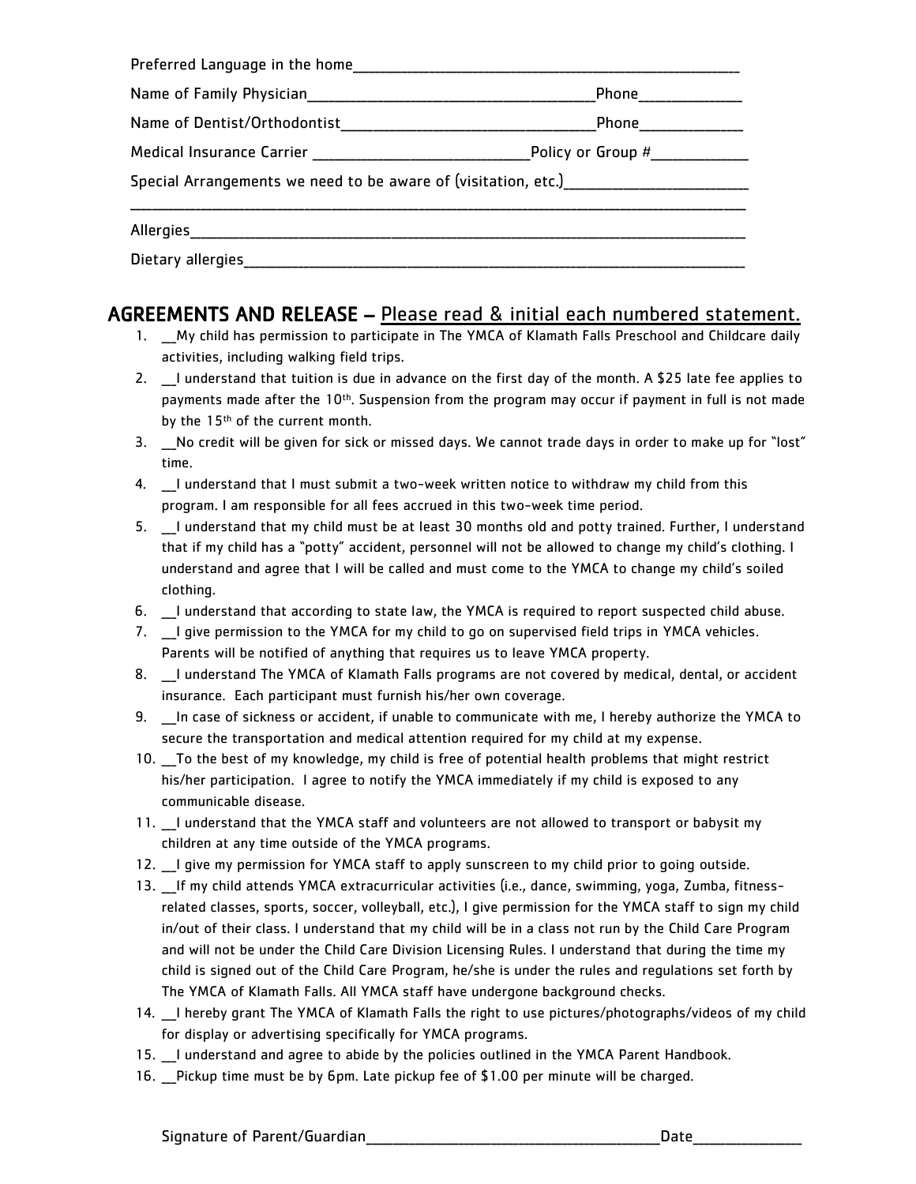Preferred Language in the home___________________________________________________

Name of Family Physician_________________________________Phone____________

Name of Dentist/Orthodontist______________________________Phone____________

Medical Insurance Carrier __________________________Policy or Group #___________

Special Arrangements we need to be aware of (visitation, etc.)______________________

_____________________________________________________________________________

Allergies____________________________________________________________________

Dietary allergies______________________________________________________________

## AGREEMENTS AND RELEASE – Please read & initial each numbered statement.

1. __My child has permission to participate in The YMCA of Klamath Falls Preschool and Childcare daily activities, including walking field trips.
2. __I understand that tuition is due in advance on the first day of the month. A $25 late fee applies to payments made after the 10th. Suspension from the program may occur if payment in full is not made by the 15th of the current month.
3. __No credit will be given for sick or missed days. We cannot trade days in order to make up for "lost" time.
4. __I understand that I must submit a two-week written notice to withdraw my child from this program. I am responsible for all fees accrued in this two-week time period.
5. __I understand that my child must be at least 30 months old and potty trained. Further, I understand that if my child has a "potty" accident, personnel will not be allowed to change my child's clothing. I understand and agree that I will be called and must come to the YMCA to change my child's soiled clothing.
6. __I understand that according to state law, the YMCA is required to report suspected child abuse.
7. __I give permission to the YMCA for my child to go on supervised field trips in YMCA vehicles. Parents will be notified of anything that requires us to leave YMCA property.
8. __I understand The YMCA of Klamath Falls programs are not covered by medical, dental, or accident insurance. Each participant must furnish his/her own coverage.
9. __In case of sickness or accident, if unable to communicate with me, I hereby authorize the YMCA to secure the transportation and medical attention required for my child at my expense.
10. __To the best of my knowledge, my child is free of potential health problems that might restrict his/her participation. I agree to notify the YMCA immediately if my child is exposed to any communicable disease.
11. __I understand that the YMCA staff and volunteers are not allowed to transport or babysit my children at any time outside of the YMCA programs.
12. __I give my permission for YMCA staff to apply sunscreen to my child prior to going outside.
13. __If my child attends YMCA extracurricular activities (i.e., dance, swimming, yoga, Zumba, fitness-related classes, sports, soccer, volleyball, etc.), I give permission for the YMCA staff to sign my child in/out of their class. I understand that my child will be in a class not run by the Child Care Program and will not be under the Child Care Division Licensing Rules. I understand that during the time my child is signed out of the Child Care Program, he/she is under the rules and regulations set forth by The YMCA of Klamath Falls. All YMCA staff have undergone background checks.
14. __I hereby grant The YMCA of Klamath Falls the right to use pictures/photographs/videos of my child for display or advertising specifically for YMCA programs.
15. __I understand and agree to abide by the policies outlined in the YMCA Parent Handbook.
16. __Pickup time must be by 6pm. Late pickup fee of $1.00 per minute will be charged.

Signature of Parent/Guardian____________________________________Date____________